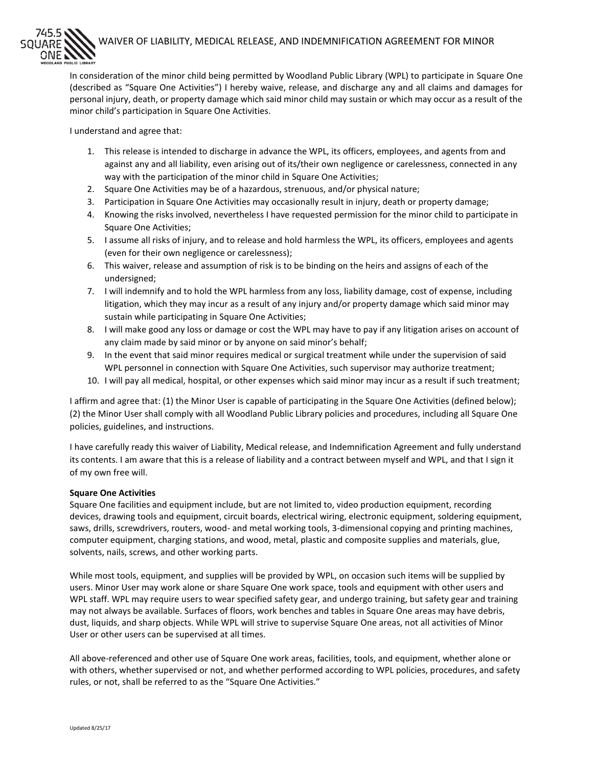# WAIVER OF LIABILITY, MEDICAL RELEASE, AND INDEMNIFICATION AGREEMENT FOR MINOR

In consideration of the minor child being permitted by Woodland Public Library (WPL) to participate in Square One (described as "Square One Activities") I hereby waive, release, and discharge any and all claims and damages for personal injury, death, or property damage which said minor child may sustain or which may occur as a result of the minor child's participation in Square One Activities.

I understand and agree that:

1. This release is intended to discharge in advance the WPL, its officers, employees, and agents from and against any and all liability, even arising out of its/their own negligence or carelessness, connected in any way with the participation of the minor child in Square One Activities;
2. Square One Activities may be of a hazardous, strenuous, and/or physical nature;
3. Participation in Square One Activities may occasionally result in injury, death or property damage;
4. Knowing the risks involved, nevertheless I have requested permission for the minor child to participate in Square One Activities;
5. I assume all risks of injury, and to release and hold harmless the WPL, its officers, employees and agents (even for their own negligence or carelessness);
6. This waiver, release and assumption of risk is to be binding on the heirs and assigns of each of the undersigned;
7. I will indemnify and to hold the WPL harmless from any loss, liability damage, cost of expense, including litigation, which they may incur as a result of any injury and/or property damage which said minor may sustain while participating in Square One Activities;
8. I will make good any loss or damage or cost the WPL may have to pay if any litigation arises on account of any claim made by said minor or by anyone on said minor's behalf;
9. In the event that said minor requires medical or surgical treatment while under the supervision of said WPL personnel in connection with Square One Activities, such supervisor may authorize treatment;
10. I will pay all medical, hospital, or other expenses which said minor may incur as a result if such treatment;

I affirm and agree that: (1) the Minor User is capable of participating in the Square One Activities (defined below); (2) the Minor User shall comply with all Woodland Public Library policies and procedures, including all Square One policies, guidelines, and instructions.

I have carefully ready this waiver of Liability, Medical release, and Indemnification Agreement and fully understand its contents. I am aware that this is a release of liability and a contract between myself and WPL, and that I sign it of my own free will.

**Square One Activities**

Square One facilities and equipment include, but are not limited to, video production equipment, recording devices, drawing tools and equipment, circuit boards, electrical wiring, electronic equipment, soldering equipment, saws, drills, screwdrivers, routers, wood- and metal working tools, 3-dimensional copying and printing machines, computer equipment, charging stations, and wood, metal, plastic and composite supplies and materials, glue, solvents, nails, screws, and other working parts.

While most tools, equipment, and supplies will be provided by WPL, on occasion such items will be supplied by users. Minor User may work alone or share Square One work space, tools and equipment with other users and WPL staff. WPL may require users to wear specified safety gear, and undergo training, but safety gear and training may not always be available. Surfaces of floors, work benches and tables in Square One areas may have debris, dust, liquids, and sharp objects. While WPL will strive to supervise Square One areas, not all activities of Minor User or other users can be supervised at all times.

All above-referenced and other use of Square One work areas, facilities, tools, and equipment, whether alone or with others, whether supervised or not, and whether performed according to WPL policies, procedures, and safety rules, or not, shall be referred to as the "Square One Activities."

Updated 8/25/17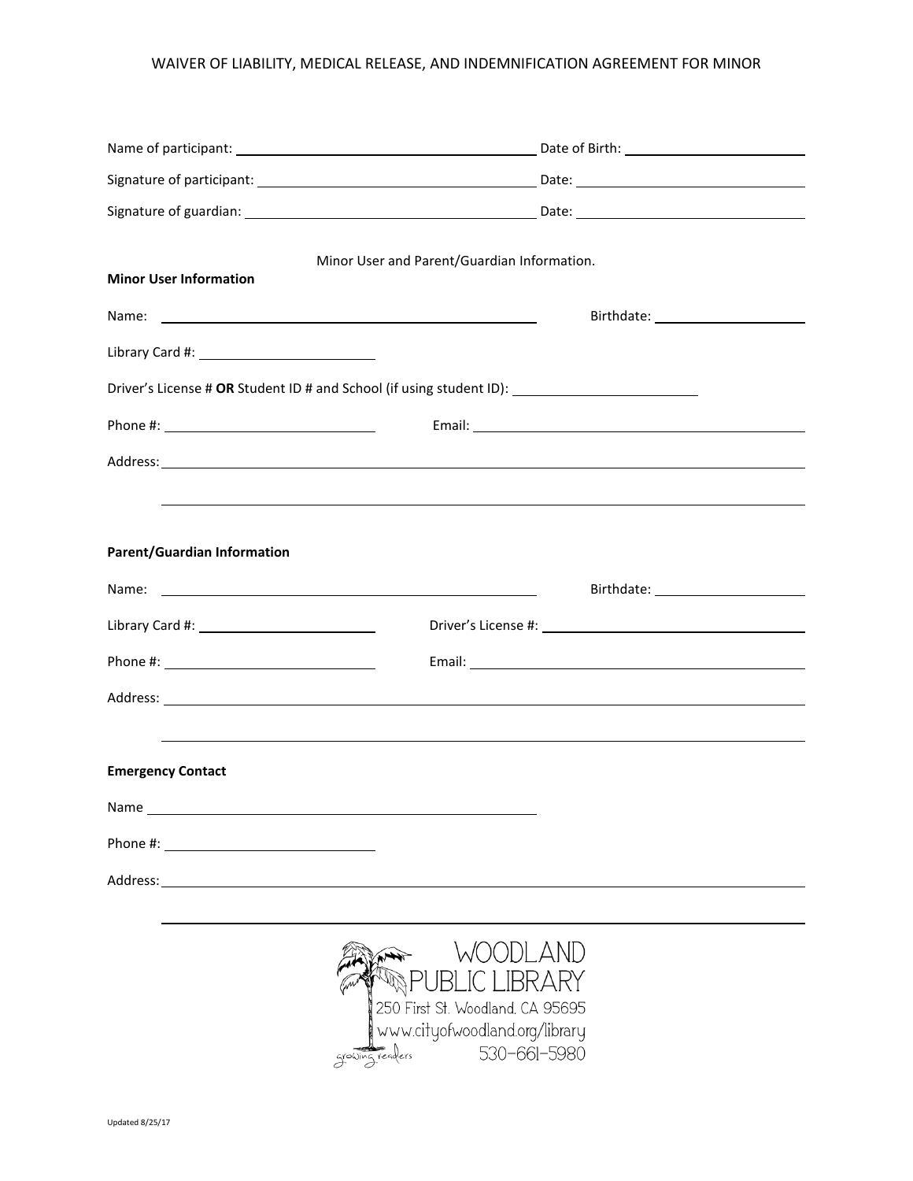WAIVER OF LIABILITY, MEDICAL RELEASE, AND INDEMNIFICATION AGREEMENT FOR MINOR

Name of participant: ______________________________ Date of Birth: ____________________

Signature of participant: ______________________________ Date: ____________________

Signature of guardian: ______________________________ Date: ____________________

Minor User and Parent/Guardian Information.

**Minor User Information**

Name: ______________________________ Birthdate: ____________________

Library Card #: ____________________

Driver's License # **OR** Student ID # and School (if using student ID): ____________________

Phone #: ____________________ Email: ______________________________

Address: ____________________________________________________________

____________________________________________________________

**Parent/Guardian Information**

Name: ______________________________ Birthdate: ____________________

Library Card #: ____________________ Driver's License #: ______________________________

Phone #: ____________________ Email: ______________________________

Address: ____________________________________________________________

____________________________________________________________

**Emergency Contact**

Name ______________________________

Phone #: ____________________

Address: ____________________________________________________________

____________________________________________________________

WOODLAND PUBLIC LIBRARY
250 First St. Woodland, CA 95695
www.cityofwoodland.org/library
530-661-5980
growing readers

Updated 8/25/17